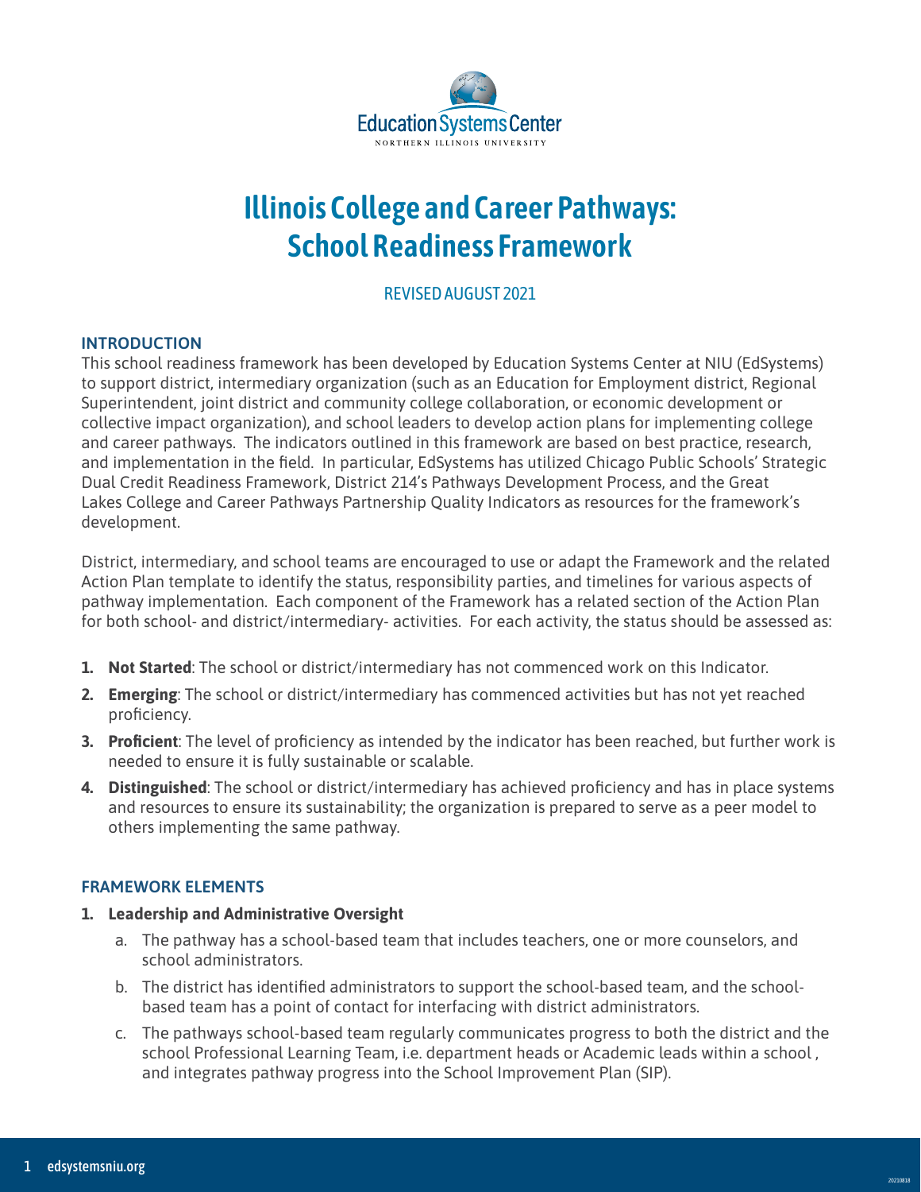Education Systems Center
NORTHERN ILLINOIS UNIVERSITY

# Illinois College and Career Pathways: School Readiness Framework

REVISED AUGUST 2021

## INTRODUCTION

This school readiness framework has been developed by Education Systems Center at NIU (EdSystems) to support district, intermediary organization (such as an Education for Employment district, Regional Superintendent, joint district and community college collaboration, or economic development or collective impact organization), and school leaders to develop action plans for implementing college and career pathways. The indicators outlined in this framework are based on best practice, research, and implementation in the field. In particular, EdSystems has utilized Chicago Public Schools' Strategic Dual Credit Readiness Framework, District 214's Pathways Development Process, and the Great Lakes College and Career Pathways Partnership Quality Indicators as resources for the framework's development.

District, intermediary, and school teams are encouraged to use or adapt the Framework and the related Action Plan template to identify the status, responsibility parties, and timelines for various aspects of pathway implementation. Each component of the Framework has a related section of the Action Plan for both school- and district/intermediary- activities. For each activity, the status should be assessed as:

1. **Not Started**: The school or district/intermediary has not commenced work on this Indicator.
2. **Emerging**: The school or district/intermediary has commenced activities but has not yet reached proficiency.
3. **Proficient**: The level of proficiency as intended by the indicator has been reached, but further work is needed to ensure it is fully sustainable or scalable.
4. **Distinguished**: The school or district/intermediary has achieved proficiency and has in place systems and resources to ensure its sustainability; the organization is prepared to serve as a peer model to others implementing the same pathway.

## FRAMEWORK ELEMENTS

1. **Leadership and Administrative Oversight**
    a. The pathway has a school-based team that includes teachers, one or more counselors, and school administrators.
    b. The district has identified administrators to support the school-based team, and the school-based team has a point of contact for interfacing with district administrators.
    c. The pathways school-based team regularly communicates progress to both the district and the school Professional Learning Team, i.e. department heads or Academic leads within a school , and integrates pathway progress into the School Improvement Plan (SIP).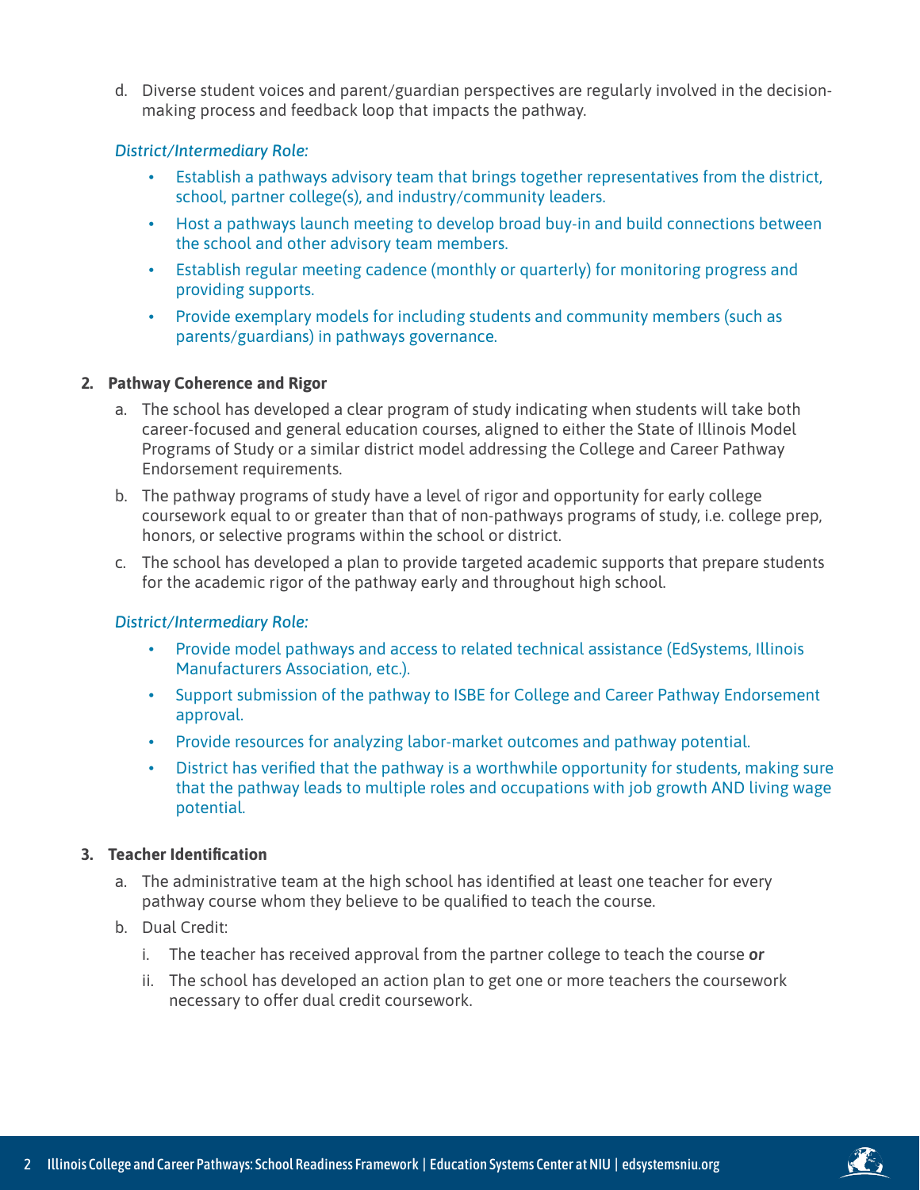d. Diverse student voices and parent/guardian perspectives are regularly involved in the decision-making process and feedback loop that impacts the pathway.

*District/Intermediary Role:*

- Establish a pathways advisory team that brings together representatives from the district, school, partner college(s), and industry/community leaders.
- Host a pathways launch meeting to develop broad buy-in and build connections between the school and other advisory team members.
- Establish regular meeting cadence (monthly or quarterly) for monitoring progress and providing supports.
- Provide exemplary models for including students and community members (such as parents/guardians) in pathways governance.

**2. Pathway Coherence and Rigor**

a. The school has developed a clear program of study indicating when students will take both career-focused and general education courses, aligned to either the State of Illinois Model Programs of Study or a similar district model addressing the College and Career Pathway Endorsement requirements.

b. The pathway programs of study have a level of rigor and opportunity for early college coursework equal to or greater than that of non-pathways programs of study, i.e. college prep, honors, or selective programs within the school or district.

c. The school has developed a plan to provide targeted academic supports that prepare students for the academic rigor of the pathway early and throughout high school.

*District/Intermediary Role:*

- Provide model pathways and access to related technical assistance (EdSystems, Illinois Manufacturers Association, etc.).
- Support submission of the pathway to ISBE for College and Career Pathway Endorsement approval.
- Provide resources for analyzing labor-market outcomes and pathway potential.
- District has verified that the pathway is a worthwhile opportunity for students, making sure that the pathway leads to multiple roles and occupations with job growth AND living wage potential.

**3. Teacher Identification**

a. The administrative team at the high school has identified at least one teacher for every pathway course whom they believe to be qualified to teach the course.

b. Dual Credit:

   i. The teacher has received approval from the partner college to teach the course ***or***

   ii. The school has developed an action plan to get one or more teachers the coursework necessary to offer dual credit coursework.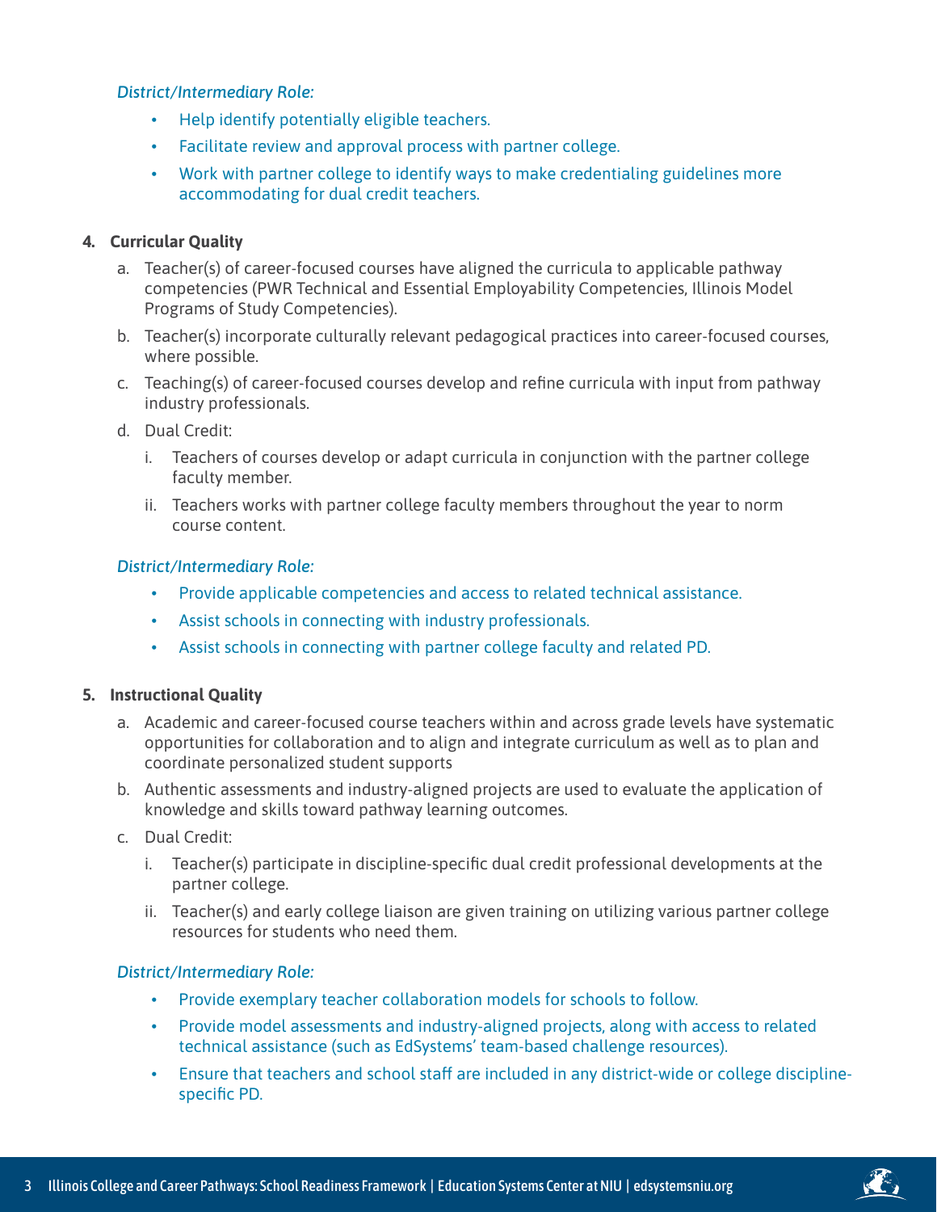*District/Intermediary Role:*

- Help identify potentially eligible teachers.
- Facilitate review and approval process with partner college.
- Work with partner college to identify ways to make credentialing guidelines more accommodating for dual credit teachers.

4. **Curricular Quality**
   a. Teacher(s) of career-focused courses have aligned the curricula to applicable pathway competencies (PWR Technical and Essential Employability Competencies, Illinois Model Programs of Study Competencies).
   b. Teacher(s) incorporate culturally relevant pedagogical practices into career-focused courses, where possible.
   c. Teaching(s) of career-focused courses develop and refine curricula with input from pathway industry professionals.
   d. Dual Credit:
      i. Teachers of courses develop or adapt curricula in conjunction with the partner college faculty member.
      ii. Teachers works with partner college faculty members throughout the year to norm course content.

*District/Intermediary Role:*

- Provide applicable competencies and access to related technical assistance.
- Assist schools in connecting with industry professionals.
- Assist schools in connecting with partner college faculty and related PD.

5. **Instructional Quality**
   a. Academic and career-focused course teachers within and across grade levels have systematic opportunities for collaboration and to align and integrate curriculum as well as to plan and coordinate personalized student supports
   b. Authentic assessments and industry-aligned projects are used to evaluate the application of knowledge and skills toward pathway learning outcomes.
   c. Dual Credit:
      i. Teacher(s) participate in discipline-specific dual credit professional developments at the partner college.
      ii. Teacher(s) and early college liaison are given training on utilizing various partner college resources for students who need them.

*District/Intermediary Role:*

- Provide exemplary teacher collaboration models for schools to follow.
- Provide model assessments and industry-aligned projects, along with access to related technical assistance (such as EdSystems' team-based challenge resources).
- Ensure that teachers and school staff are included in any district-wide or college discipline-specific PD.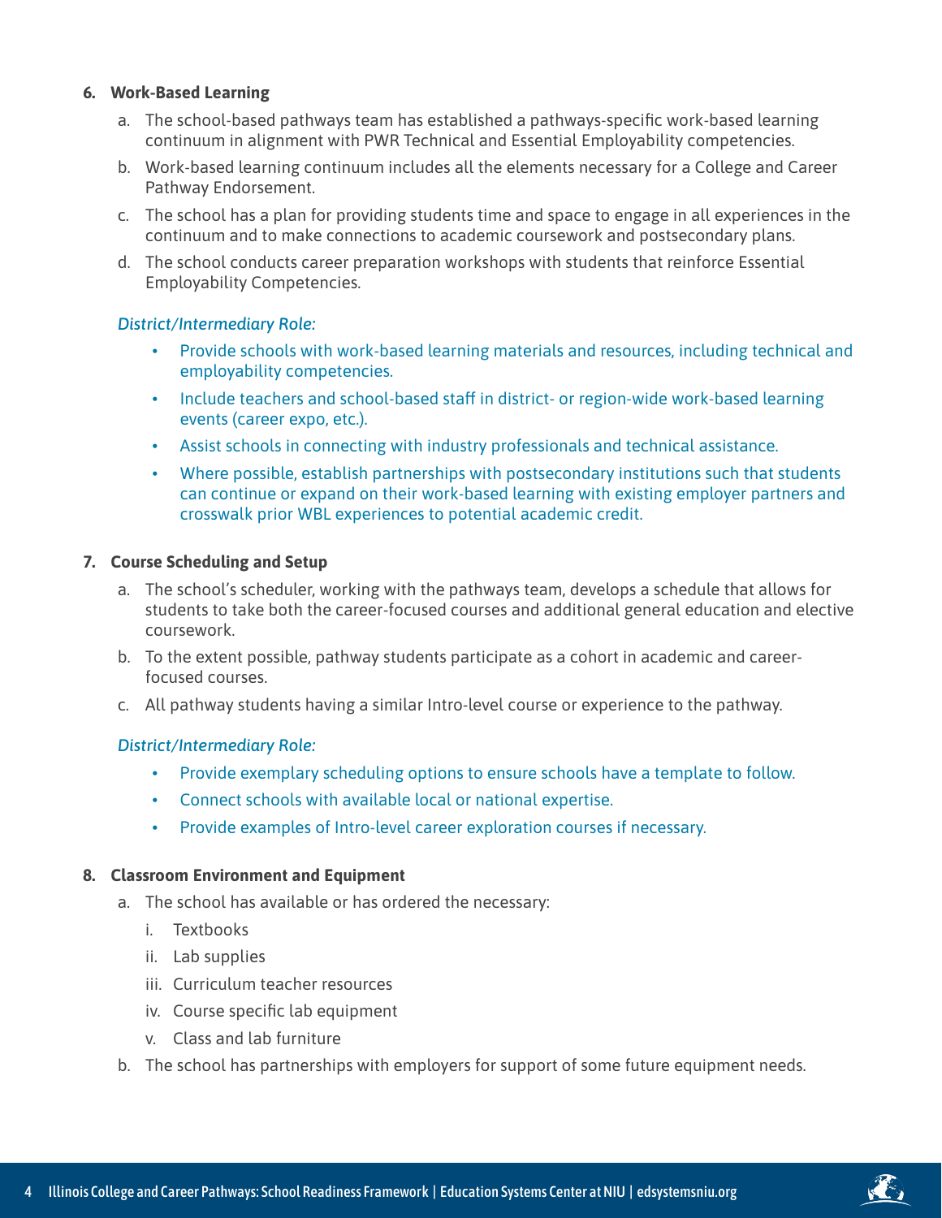6. **Work-Based Learning**

   a. The school-based pathways team has established a pathways-specific work-based learning continuum in alignment with PWR Technical and Essential Employability competencies.

   b. Work-based learning continuum includes all the elements necessary for a College and Career Pathway Endorsement.

   c. The school has a plan for providing students time and space to engage in all experiences in the continuum and to make connections to academic coursework and postsecondary plans.

   d. The school conducts career preparation workshops with students that reinforce Essential Employability Competencies.

   *District/Intermediary Role:*

   - Provide schools with work-based learning materials and resources, including technical and employability competencies.
   - Include teachers and school-based staff in district- or region-wide work-based learning events (career expo, etc.).
   - Assist schools in connecting with industry professionals and technical assistance.
   - Where possible, establish partnerships with postsecondary institutions such that students can continue or expand on their work-based learning with existing employer partners and crosswalk prior WBL experiences to potential academic credit.

7. **Course Scheduling and Setup**

   a. The school's scheduler, working with the pathways team, develops a schedule that allows for students to take both the career-focused courses and additional general education and elective coursework.

   b. To the extent possible, pathway students participate as a cohort in academic and career-focused courses.

   c. All pathway students having a similar Intro-level course or experience to the pathway.

   *District/Intermediary Role:*

   - Provide exemplary scheduling options to ensure schools have a template to follow.
   - Connect schools with available local or national expertise.
   - Provide examples of Intro-level career exploration courses if necessary.

8. **Classroom Environment and Equipment**

   a. The school has available or has ordered the necessary:

      i. Textbooks

      ii. Lab supplies

      iii. Curriculum teacher resources

      iv. Course specific lab equipment

      v. Class and lab furniture

   b. The school has partnerships with employers for support of some future equipment needs.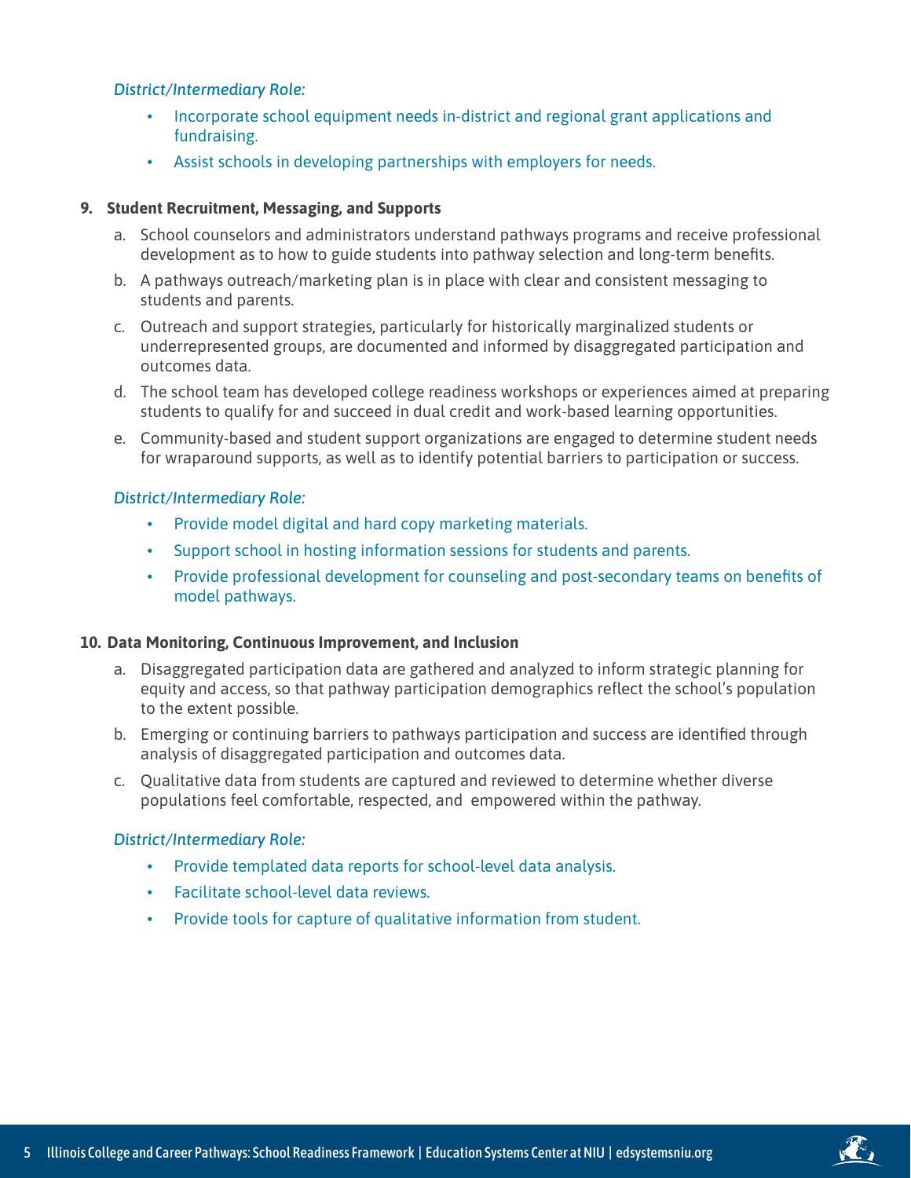*District/Intermediary Role:*

- Incorporate school equipment needs in-district and regional grant applications and fundraising.
- Assist schools in developing partnerships with employers for needs.

**9. Student Recruitment, Messaging, and Supports**

a. School counselors and administrators understand pathways programs and receive professional development as to how to guide students into pathway selection and long-term benefits.

b. A pathways outreach/marketing plan is in place with clear and consistent messaging to students and parents.

c. Outreach and support strategies, particularly for historically marginalized students or underrepresented groups, are documented and informed by disaggregated participation and outcomes data.

d. The school team has developed college readiness workshops or experiences aimed at preparing students to qualify for and succeed in dual credit and work-based learning opportunities.

e. Community-based and student support organizations are engaged to determine student needs for wraparound supports, as well as to identify potential barriers to participation or success.

*District/Intermediary Role:*

- Provide model digital and hard copy marketing materials.
- Support school in hosting information sessions for students and parents.
- Provide professional development for counseling and post-secondary teams on benefits of model pathways.

**10. Data Monitoring, Continuous Improvement, and Inclusion**

a. Disaggregated participation data are gathered and analyzed to inform strategic planning for equity and access, so that pathway participation demographics reflect the school's population to the extent possible.

b. Emerging or continuing barriers to pathways participation and success are identified through analysis of disaggregated participation and outcomes data.

c. Qualitative data from students are captured and reviewed to determine whether diverse populations feel comfortable, respected, and empowered within the pathway.

*District/Intermediary Role:*

- Provide templated data reports for school-level data analysis.
- Facilitate school-level data reviews.
- Provide tools for capture of qualitative information from student.